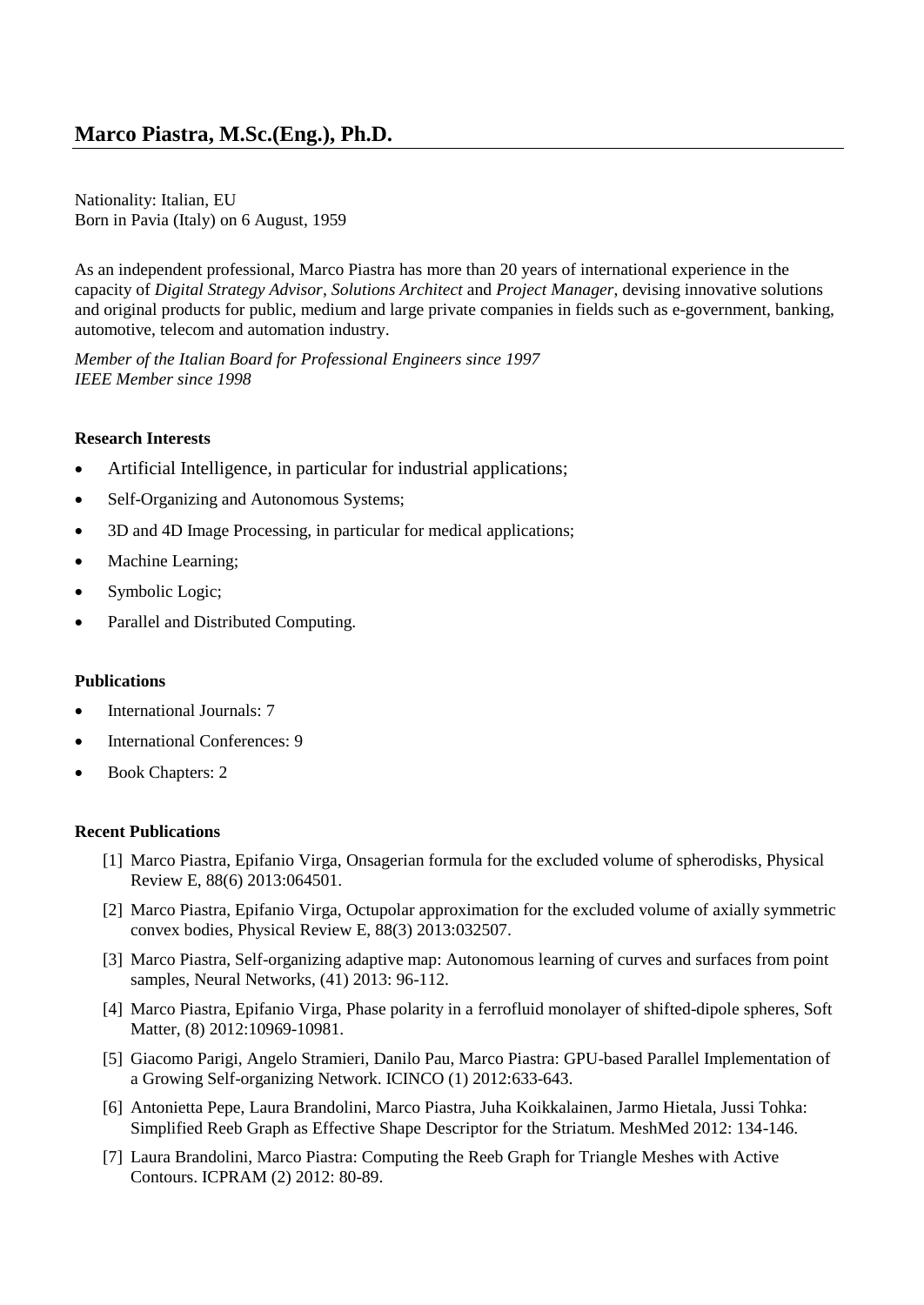# Marco Piastra, M.Sc.(Eng.), Ph.D.

Nationality: Italian, EU
Born in Pavia (Italy) on 6 August, 1959

As an independent professional, Marco Piastra has more than 20 years of international experience in the capacity of *Digital Strategy Advisor*, *Solutions Architect* and *Project Manager*, devising innovative solutions and original products for public, medium and large private companies in fields such as e-government, banking, automotive, telecom and automation industry.

*Member of the Italian Board for Professional Engineers since 1997*
*IEEE Member since 1998*

### Research Interests

- Artificial Intelligence, in particular for industrial applications;
- Self-Organizing and Autonomous Systems;
- 3D and 4D Image Processing, in particular for medical applications;
- Machine Learning;
- Symbolic Logic;
- Parallel and Distributed Computing.

### Publications

- International Journals: 7
- International Conferences: 9
- Book Chapters: 2

### Recent Publications

[1] Marco Piastra, Epifanio Virga, Onsagerian formula for the excluded volume of spherodisks, Physical Review E, 88(6) 2013:064501.

[2] Marco Piastra, Epifanio Virga, Octupolar approximation for the excluded volume of axially symmetric convex bodies, Physical Review E, 88(3) 2013:032507.

[3] Marco Piastra, Self-organizing adaptive map: Autonomous learning of curves and surfaces from point samples, Neural Networks, (41) 2013: 96-112.

[4] Marco Piastra, Epifanio Virga, Phase polarity in a ferrofluid monolayer of shifted-dipole spheres, Soft Matter, (8) 2012:10969-10981.

[5] Giacomo Parigi, Angelo Stramieri, Danilo Pau, Marco Piastra: GPU-based Parallel Implementation of a Growing Self-organizing Network. ICINCO (1) 2012:633-643.

[6] Antonietta Pepe, Laura Brandolini, Marco Piastra, Juha Koikkalainen, Jarmo Hietala, Jussi Tohka: Simplified Reeb Graph as Effective Shape Descriptor for the Striatum. MeshMed 2012: 134-146.

[7] Laura Brandolini, Marco Piastra: Computing the Reeb Graph for Triangle Meshes with Active Contours. ICPRAM (2) 2012: 80-89.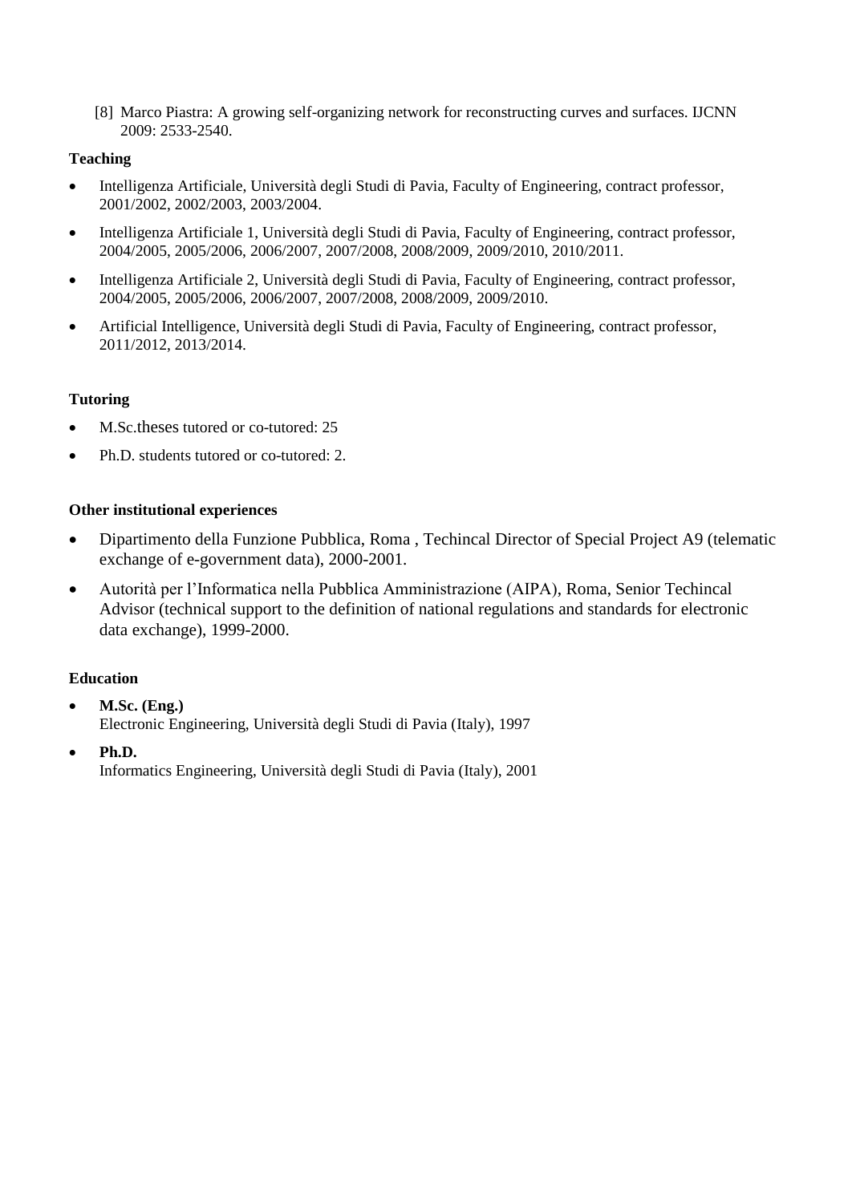[8] Marco Piastra: A growing self-organizing network for reconstructing curves and surfaces. IJCNN 2009: 2533-2540.

**Teaching**

- Intelligenza Artificiale, Università degli Studi di Pavia, Faculty of Engineering, contract professor, 2001/2002, 2002/2003, 2003/2004.
- Intelligenza Artificiale 1, Università degli Studi di Pavia, Faculty of Engineering, contract professor, 2004/2005, 2005/2006, 2006/2007, 2007/2008, 2008/2009, 2009/2010, 2010/2011.
- Intelligenza Artificiale 2, Università degli Studi di Pavia, Faculty of Engineering, contract professor, 2004/2005, 2005/2006, 2006/2007, 2007/2008, 2008/2009, 2009/2010.
- Artificial Intelligence, Università degli Studi di Pavia, Faculty of Engineering, contract professor, 2011/2012, 2013/2014.

**Tutoring**

- M.Sc.theses tutored or co-tutored: 25
- Ph.D. students tutored or co-tutored: 2.

**Other institutional experiences**

- Dipartimento della Funzione Pubblica, Roma , Techincal Director of Special Project A9 (telematic exchange of e-government data), 2000-2001.
- Autorità per l'Informatica nella Pubblica Amministrazione (AIPA), Roma, Senior Techincal Advisor (technical support to the definition of national regulations and standards for electronic data exchange), 1999-2000.

**Education**

- **M.Sc. (Eng.)**
  Electronic Engineering, Università degli Studi di Pavia (Italy), 1997
- **Ph.D.**
  Informatics Engineering, Università degli Studi di Pavia (Italy), 2001